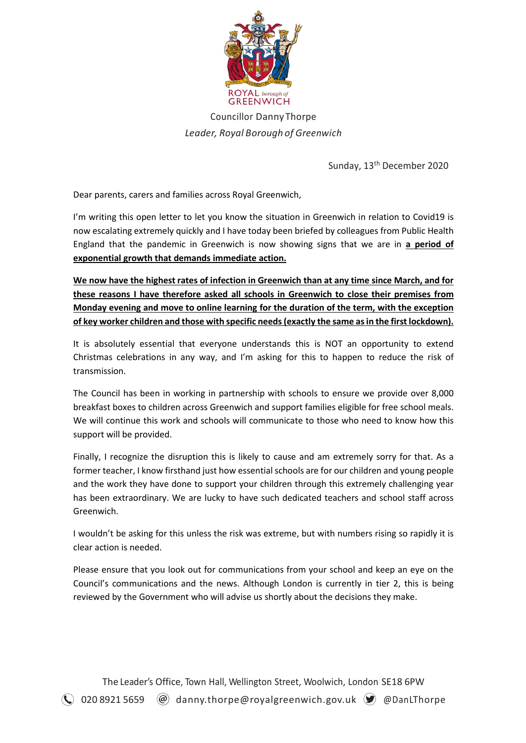ROYAL borough of GREENWICH

Councillor Danny Thorpe

*Leader, Royal Borough of Greenwich*

Sunday, 13th December 2020

Dear parents, carers and families across Royal Greenwich,

I'm writing this open letter to let you know the situation in Greenwich in relation to Covid19 is now escalating extremely quickly and I have today been briefed by colleagues from Public Health England that the pandemic in Greenwich is now showing signs that we are in **a period of exponential growth that demands immediate action.**

**We now have the highest rates of infection in Greenwich than at any time since March, and for these reasons I have therefore asked all schools in Greenwich to close their premises from Monday evening and move to online learning for the duration of the term, with the exception of key worker children and those with specific needs (exactly the same as in the first lockdown).**

It is absolutely essential that everyone understands this is NOT an opportunity to extend Christmas celebrations in any way, and I'm asking for this to happen to reduce the risk of transmission.

The Council has been in working in partnership with schools to ensure we provide over 8,000 breakfast boxes to children across Greenwich and support families eligible for free school meals. We will continue this work and schools will communicate to those who need to know how this support will be provided.

Finally, I recognize the disruption this is likely to cause and am extremely sorry for that. As a former teacher, I know firsthand just how essential schools are for our children and young people and the work they have done to support your children through this extremely challenging year has been extraordinary. We are lucky to have such dedicated teachers and school staff across Greenwich.

I wouldn't be asking for this unless the risk was extreme, but with numbers rising so rapidly it is clear action is needed.

Please ensure that you look out for communications from your school and keep an eye on the Council's communications and the news. Although London is currently in tier 2, this is being reviewed by the Government who will advise us shortly about the decisions they make.

The Leader's Office, Town Hall, Wellington Street, Woolwich, London SE18 6PW

020 8921 5659 danny.thorpe@royalgreenwich.gov.uk @DanLThorpe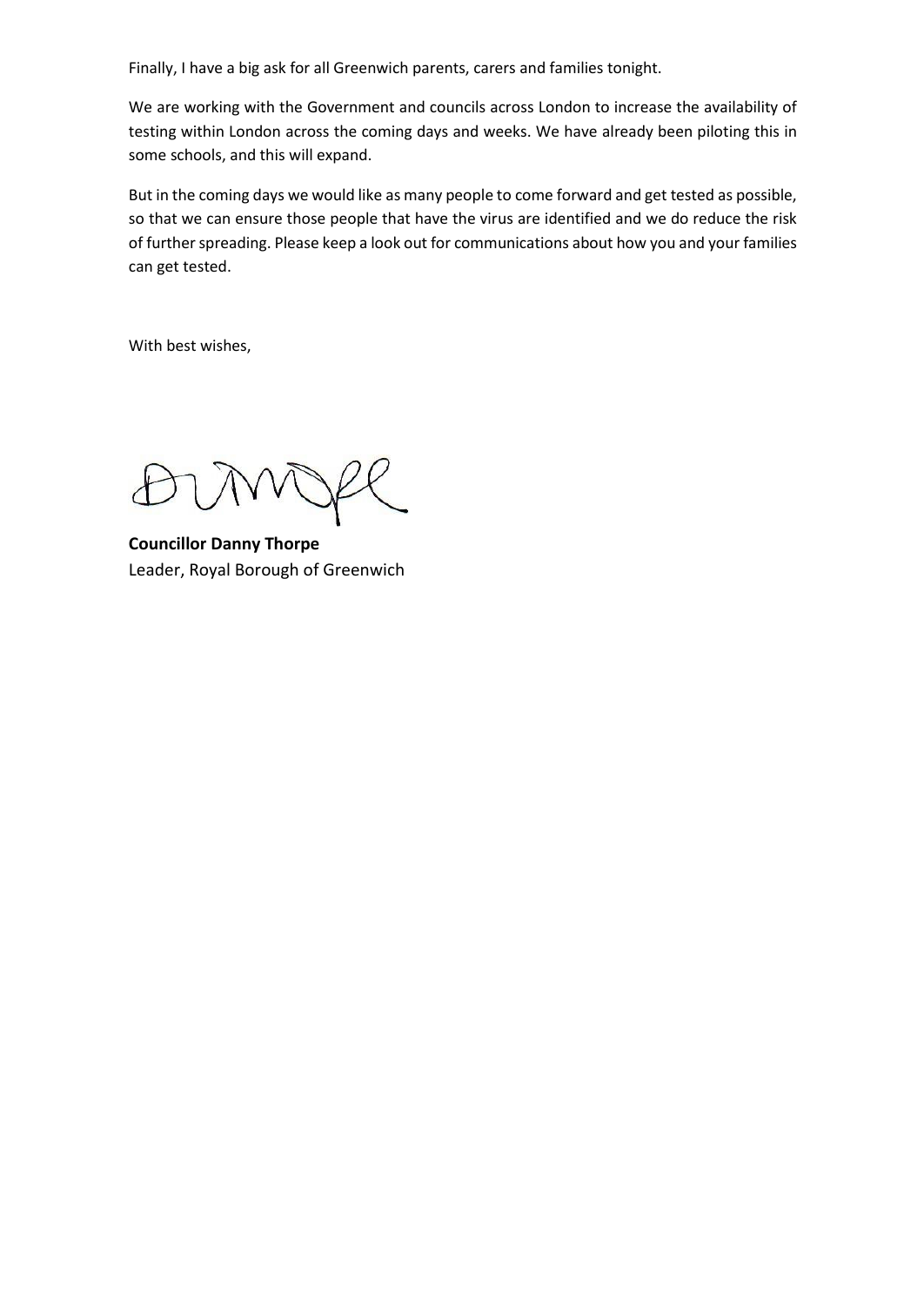Finally, I have a big ask for all Greenwich parents, carers and families tonight.

We are working with the Government and councils across London to increase the availability of testing within London across the coming days and weeks. We have already been piloting this in some schools, and this will expand.

But in the coming days we would like as many people to come forward and get tested as possible, so that we can ensure those people that have the virus are identified and we do reduce the risk of further spreading. Please keep a look out for communications about how you and your families can get tested.

With best wishes,

**Councillor Danny Thorpe**
Leader, Royal Borough of Greenwich